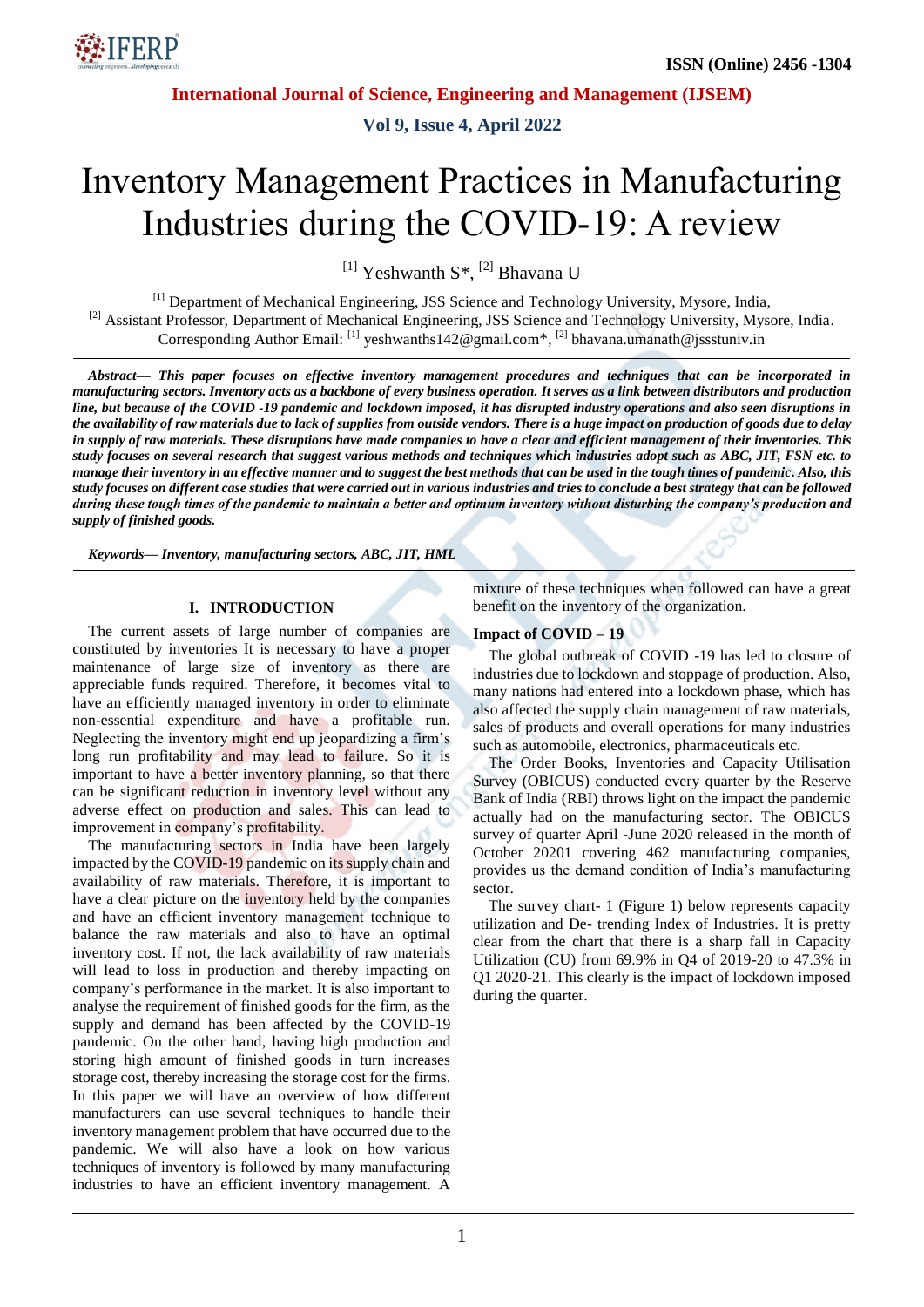# Inventory Management Practices in Manufacturing Industries during the COVID-19: A review

[1] Yeshwanth S*, [2] Bhavana U

[1] Department of Mechanical Engineering, JSS Science and Technology University, Mysore, India,
[2] Assistant Professor, Department of Mechanical Engineering, JSS Science and Technology University, Mysore, India.
Corresponding Author Email: [1] yeshwanths142@gmail.com*, [2] bhavana.umanath@jssstuniv.in

***Abstract***— ***This paper focuses on effective inventory management procedures and techniques that can be incorporated in manufacturing sectors. Inventory acts as a backbone of every business operation. It serves as a link between distributors and production line, but because of the COVID -19 pandemic and lockdown imposed, it has disrupted industry operations and also seen disruptions in the availability of raw materials due to lack of supplies from outside vendors. There is a huge impact on production of goods due to delay in supply of raw materials. These disruptions have made companies to have a clear and efficient management of their inventories. This study focuses on several research that suggest various methods and techniques which industries adopt such as ABC, JIT, FSN etc. to manage their inventory in an effective manner and to suggest the best methods that can be used in the tough times of pandemic. Also, this study focuses on different case studies that were carried out in various industries and tries to conclude a best strategy that can be followed during these tough times of the pandemic to maintain a better and optimum inventory without disturbing the company's production and supply of finished goods.***

***Keywords***— ***Inventory, manufacturing sectors, ABC, JIT, HML***

## I. INTRODUCTION

The current assets of large number of companies are constituted by inventories It is necessary to have a proper maintenance of large size of inventory as there are appreciable funds required. Therefore, it becomes vital to have an efficiently managed inventory in order to eliminate non-essential expenditure and have a profitable run. Neglecting the inventory might end up jeopardizing a firm's long run profitability and may lead to failure. So it is important to have a better inventory planning, so that there can be significant reduction in inventory level without any adverse effect on production and sales. This can lead to improvement in company's profitability.

The manufacturing sectors in India have been largely impacted by the COVID-19 pandemic on its supply chain and availability of raw materials. Therefore, it is important to have a clear picture on the inventory held by the companies and have an efficient inventory management technique to balance the raw materials and also to have an optimal inventory cost. If not, the lack availability of raw materials will lead to loss in production and thereby impacting on company's performance in the market. It is also important to analyse the requirement of finished goods for the firm, as the supply and demand has been affected by the COVID-19 pandemic. On the other hand, having high production and storing high amount of finished goods in turn increases storage cost, thereby increasing the storage cost for the firms. In this paper we will have an overview of how different manufacturers can use several techniques to handle their inventory management problem that have occurred due to the pandemic. We will also have a look on how various techniques of inventory is followed by many manufacturing industries to have an efficient inventory management. A mixture of these techniques when followed can have a great benefit on the inventory of the organization.

### Impact of COVID – 19

The global outbreak of COVID -19 has led to closure of industries due to lockdown and stoppage of production. Also, many nations had entered into a lockdown phase, which has also affected the supply chain management of raw materials, sales of products and overall operations for many industries such as automobile, electronics, pharmaceuticals etc.

The Order Books, Inventories and Capacity Utilisation Survey (OBICUS) conducted every quarter by the Reserve Bank of India (RBI) throws light on the impact the pandemic actually had on the manufacturing sector. The OBICUS survey of quarter April -June 2020 released in the month of October 20201 covering 462 manufacturing companies, provides us the demand condition of India's manufacturing sector.

The survey chart- 1 (Figure 1) below represents capacity utilization and De- trending Index of Industries. It is pretty clear from the chart that there is a sharp fall in Capacity Utilization (CU) from 69.9% in Q4 of 2019-20 to 47.3% in Q1 2020-21. This clearly is the impact of lockdown imposed during the quarter.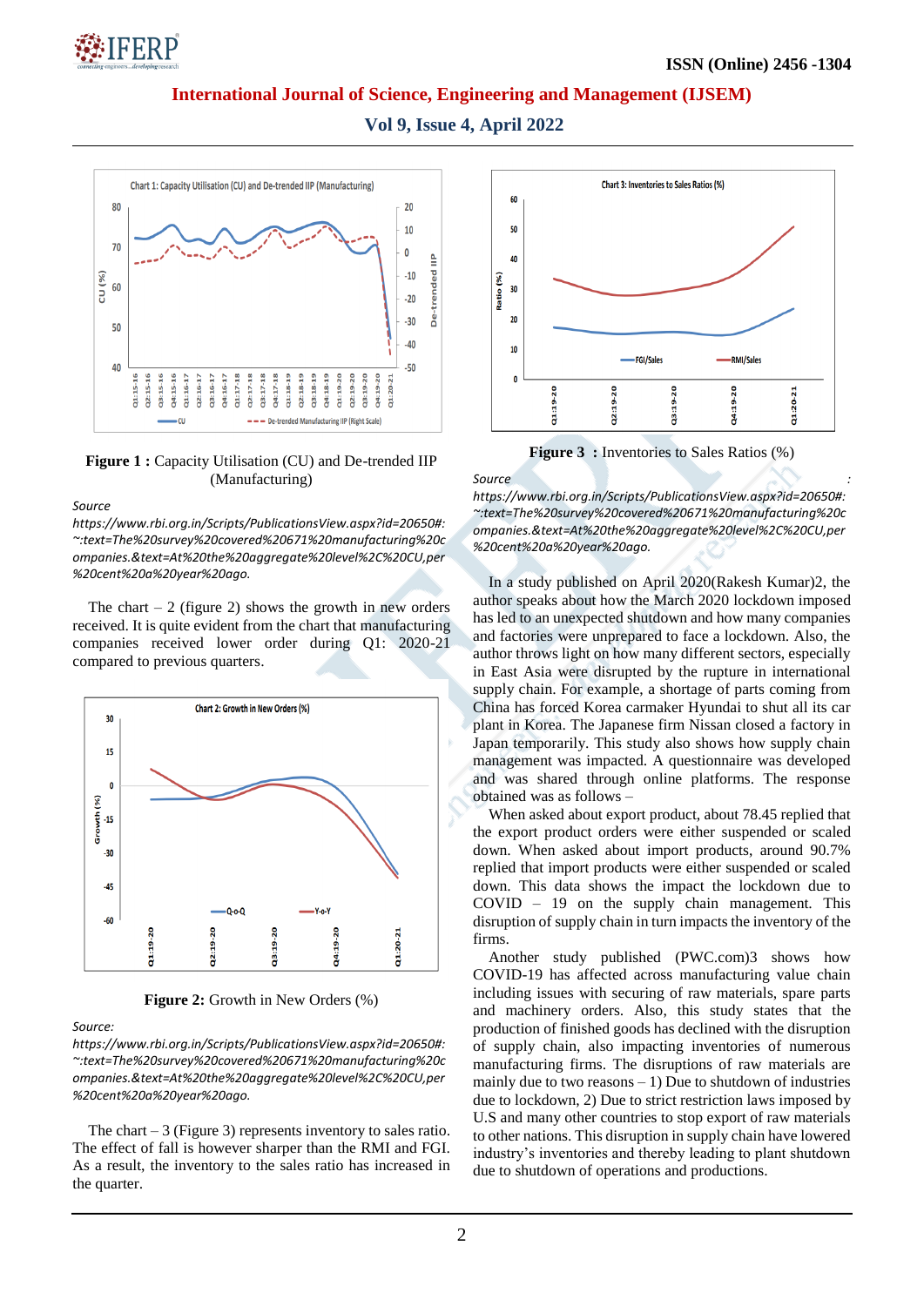**Figure 1 :** Capacity Utilisation (CU) and De-trended IIP (Manufacturing)

*Source https://www.rbi.org.in/Scripts/PublicationsView.aspx?id=20650#:~:text=The%20survey%20covered%20671%20manufacturing%20companies.&text=At%20the%20aggregate%20level%2C%20CU,per%20cent%20a%20year%20ago.*

The chart – 2 (figure 2) shows the growth in new orders received. It is quite evident from the chart that manufacturing companies received lower order during Q1: 2020-21 compared to previous quarters.

**Figure 2:** Growth in New Orders (%)

*Source: https://www.rbi.org.in/Scripts/PublicationsView.aspx?id=20650#:~:text=The%20survey%20covered%20671%20manufacturing%20companies.&text=At%20the%20aggregate%20level%2C%20CU,per%20cent%20a%20year%20ago.*

The chart – 3 (Figure 3) represents inventory to sales ratio. The effect of fall is however sharper than the RMI and FGI. As a result, the inventory to the sales ratio has increased in the quarter.

**Figure 3 :** Inventories to Sales Ratios (%)

*Source : https://www.rbi.org.in/Scripts/PublicationsView.aspx?id=20650#:~:text=The%20survey%20covered%20671%20manufacturing%20companies.&text=At%20the%20aggregate%20level%2C%20CU,per%20cent%20a%20year%20ago.*

In a study published on April 2020(Rakesh Kumar)2, the author speaks about how the March 2020 lockdown imposed has led to an unexpected shutdown and how many companies and factories were unprepared to face a lockdown. Also, the author throws light on how many different sectors, especially in East Asia were disrupted by the rupture in international supply chain. For example, a shortage of parts coming from China has forced Korea carmaker Hyundai to shut all its car plant in Korea. The Japanese firm Nissan closed a factory in Japan temporarily. This study also shows how supply chain management was impacted. A questionnaire was developed and was shared through online platforms. The response obtained was as follows –

When asked about export product, about 78.45 replied that the export product orders were either suspended or scaled down. When asked about import products, around 90.7% replied that import products were either suspended or scaled down. This data shows the impact the lockdown due to COVID – 19 on the supply chain management. This disruption of supply chain in turn impacts the inventory of the firms.

Another study published (PWC.com)3 shows how COVID-19 has affected across manufacturing value chain including issues with securing of raw materials, spare parts and machinery orders. Also, this study states that the production of finished goods has declined with the disruption of supply chain, also impacting inventories of numerous manufacturing firms. The disruptions of raw materials are mainly due to two reasons – 1) Due to shutdown of industries due to lockdown, 2) Due to strict restriction laws imposed by U.S and many other countries to stop export of raw materials to other nations. This disruption in supply chain have lowered industry's inventories and thereby leading to plant shutdown due to shutdown of operations and productions.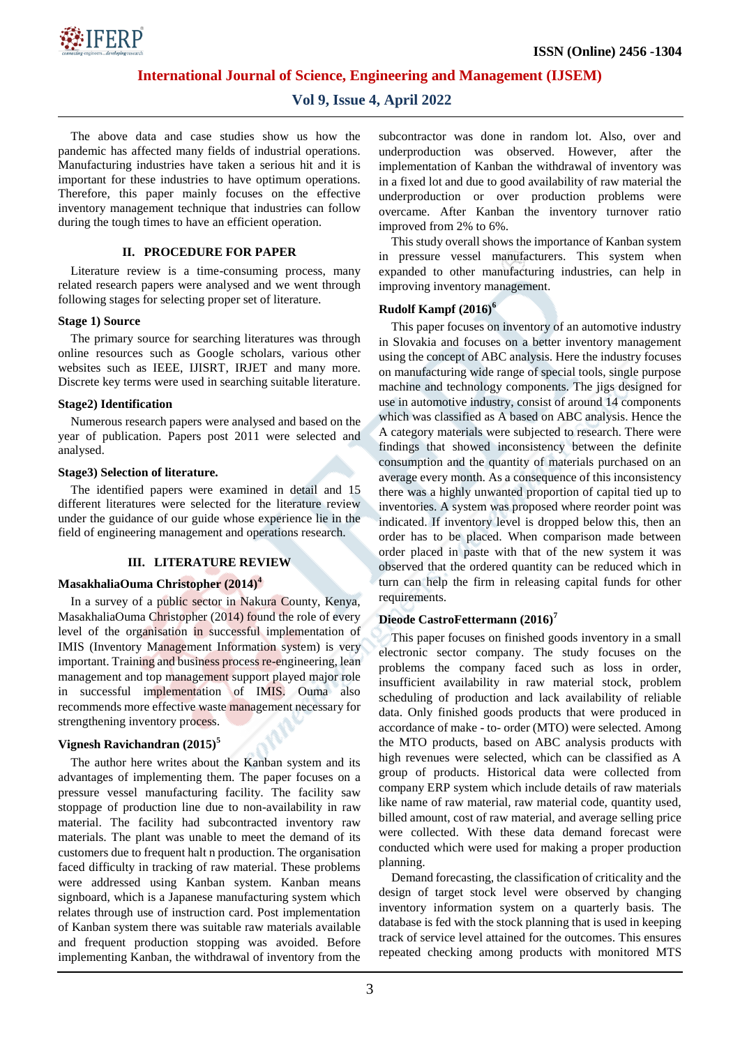The above data and case studies show us how the pandemic has affected many fields of industrial operations. Manufacturing industries have taken a serious hit and it is important for these industries to have optimum operations. Therefore, this paper mainly focuses on the effective inventory management technique that industries can follow during the tough times to have an efficient operation.

## II. PROCEDURE FOR PAPER

Literature review is a time-consuming process, many related research papers were analysed and we went through following stages for selecting proper set of literature.

**Stage 1) Source**

The primary source for searching literatures was through online resources such as Google scholars, various other websites such as IEEE, IJISRT, IRJET and many more. Discrete key terms were used in searching suitable literature.

**Stage2) Identification**

Numerous research papers were analysed and based on the year of publication. Papers post 2011 were selected and analysed.

**Stage3) Selection of literature.**

The identified papers were examined in detail and 15 different literatures were selected for the literature review under the guidance of our guide whose experience lie in the field of engineering management and operations research.

## III. LITERATURE REVIEW

### MasakhaliaOuma Christopher (2014)[4]

In a survey of a public sector in Nakura County, Kenya, MasakhaliaOuma Christopher (2014) found the role of every level of the organisation in successful implementation of IMIS (Inventory Management Information system) is very important. Training and business process re-engineering, lean management and top management support played major role in successful implementation of IMIS. Ouma also recommends more effective waste management necessary for strengthening inventory process.

### Vignesh Ravichandran (2015)[5]

The author here writes about the Kanban system and its advantages of implementing them. The paper focuses on a pressure vessel manufacturing facility. The facility saw stoppage of production line due to non-availability in raw material. The facility had subcontracted inventory raw materials. The plant was unable to meet the demand of its customers due to frequent halt n production. The organisation faced difficulty in tracking of raw material. These problems were addressed using Kanban system. Kanban means signboard, which is a Japanese manufacturing system which relates through use of instruction card. Post implementation of Kanban system there was suitable raw materials available and frequent production stopping was avoided. Before implementing Kanban, the withdrawal of inventory from the subcontractor was done in random lot. Also, over and underproduction was observed. However, after the implementation of Kanban the withdrawal of inventory was in a fixed lot and due to good availability of raw material the underproduction or over production problems were overcame. After Kanban the inventory turnover ratio improved from 2% to 6%.

This study overall shows the importance of Kanban system in pressure vessel manufacturers. This system when expanded to other manufacturing industries, can help in improving inventory management.

### Rudolf Kampf (2016)[6]

This paper focuses on inventory of an automotive industry in Slovakia and focuses on a better inventory management using the concept of ABC analysis. Here the industry focuses on manufacturing wide range of special tools, single purpose machine and technology components. The jigs designed for use in automotive industry, consist of around 14 components which was classified as A based on ABC analysis. Hence the A category materials were subjected to research. There were findings that showed inconsistency between the definite consumption and the quantity of materials purchased on an average every month. As a consequence of this inconsistency there was a highly unwanted proportion of capital tied up to inventories. A system was proposed where reorder point was indicated. If inventory level is dropped below this, then an order has to be placed. When comparison made between order placed in paste with that of the new system it was observed that the ordered quantity can be reduced which in turn can help the firm in releasing capital funds for other requirements.

### Dieode CastroFettermann (2016)[7]

This paper focuses on finished goods inventory in a small electronic sector company. The study focuses on the problems the company faced such as loss in order, insufficient availability in raw material stock, problem scheduling of production and lack availability of reliable data. Only finished goods products that were produced in accordance of make - to- order (MTO) were selected. Among the MTO products, based on ABC analysis products with high revenues were selected, which can be classified as A group of products. Historical data were collected from company ERP system which include details of raw materials like name of raw material, raw material code, quantity used, billed amount, cost of raw material, and average selling price were collected. With these data demand forecast were conducted which were used for making a proper production planning.

Demand forecasting, the classification of criticality and the design of target stock level were observed by changing inventory information system on a quarterly basis. The database is fed with the stock planning that is used in keeping track of service level attained for the outcomes. This ensures repeated checking among products with monitored MTS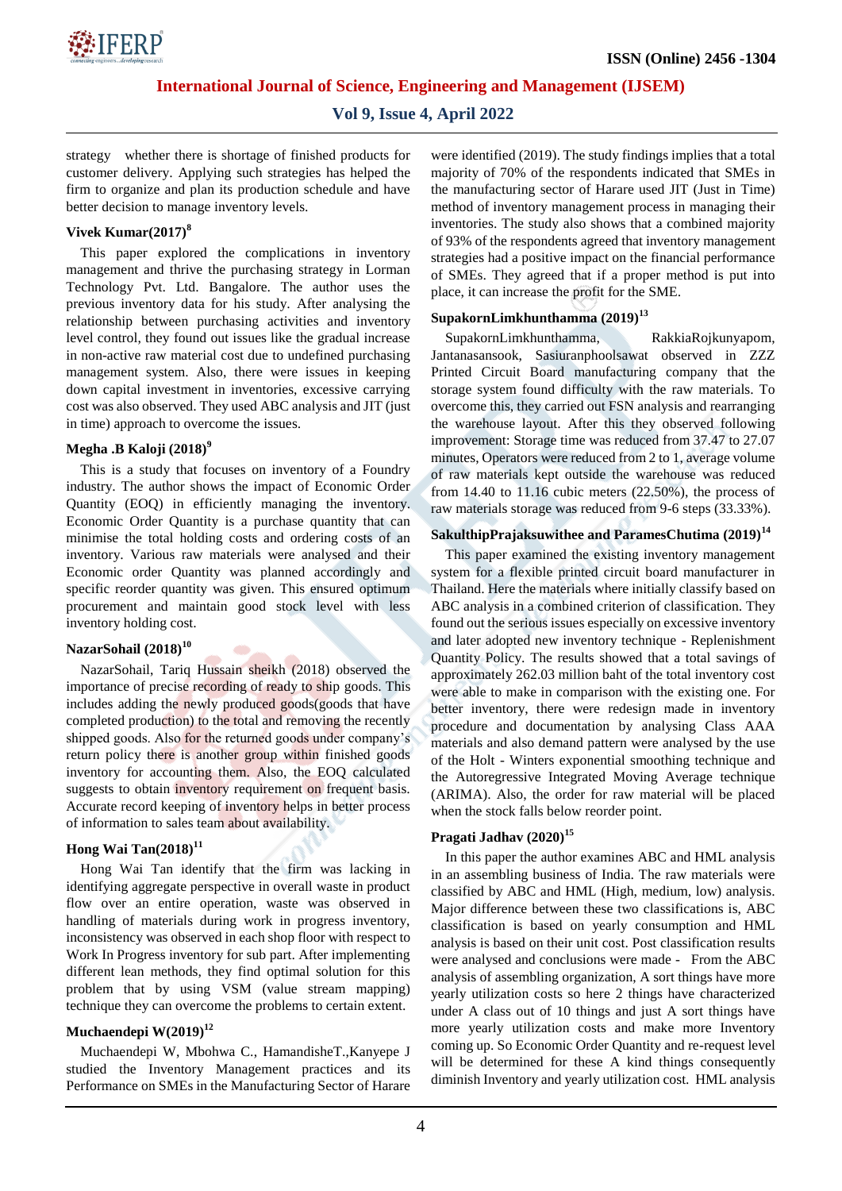strategy whether there is shortage of finished products for customer delivery. Applying such strategies has helped the firm to organize and plan its production schedule and have better decision to manage inventory levels.

### Vivek Kumar(2017)[8]

This paper explored the complications in inventory management and thrive the purchasing strategy in Lorman Technology Pvt. Ltd. Bangalore. The author uses the previous inventory data for his study. After analysing the relationship between purchasing activities and inventory level control, they found out issues like the gradual increase in non-active raw material cost due to undefined purchasing management system. Also, there were issues in keeping down capital investment in inventories, excessive carrying cost was also observed. They used ABC analysis and JIT (just in time) approach to overcome the issues.

### Megha .B Kaloji (2018)[9]

This is a study that focuses on inventory of a Foundry industry. The author shows the impact of Economic Order Quantity (EOQ) in efficiently managing the inventory. Economic Order Quantity is a purchase quantity that can minimise the total holding costs and ordering costs of an inventory. Various raw materials were analysed and their Economic order Quantity was planned accordingly and specific reorder quantity was given. This ensured optimum procurement and maintain good stock level with less inventory holding cost.

### NazarSohail (2018)[10]

NazarSohail, Tariq Hussain sheikh (2018) observed the importance of precise recording of ready to ship goods. This includes adding the newly produced goods(goods that have completed production) to the total and removing the recently shipped goods. Also for the returned goods under company's return policy there is another group within finished goods inventory for accounting them. Also, the EOQ calculated suggests to obtain inventory requirement on frequent basis. Accurate record keeping of inventory helps in better process of information to sales team about availability.

### Hong Wai Tan(2018)[11]

Hong Wai Tan identify that the firm was lacking in identifying aggregate perspective in overall waste in product flow over an entire operation, waste was observed in handling of materials during work in progress inventory, inconsistency was observed in each shop floor with respect to Work In Progress inventory for sub part. After implementing different lean methods, they find optimal solution for this problem that by using VSM (value stream mapping) technique they can overcome the problems to certain extent.

### Muchaendepi W(2019)[12]

Muchaendepi W, Mbohwa C., HamandisheT.,Kanyepe J studied the Inventory Management practices and its Performance on SMEs in the Manufacturing Sector of Harare were identified (2019). The study findings implies that a total majority of 70% of the respondents indicated that SMEs in the manufacturing sector of Harare used JIT (Just in Time) method of inventory management process in managing their inventories. The study also shows that a combined majority of 93% of the respondents agreed that inventory management strategies had a positive impact on the financial performance of SMEs. They agreed that if a proper method is put into place, it can increase the profit for the SME.

### SupakornLimkhunthamma (2019)[13]

SupakornLimkhunthamma, RakkiaRojkunyapom, Jantanasansook, Sasiuranphoolsawat observed in ZZZ Printed Circuit Board manufacturing company that the storage system found difficulty with the raw materials. To overcome this, they carried out FSN analysis and rearranging the warehouse layout. After this they observed following improvement: Storage time was reduced from 37.47 to 27.07 minutes, Operators were reduced from 2 to 1, average volume of raw materials kept outside the warehouse was reduced from 14.40 to 11.16 cubic meters (22.50%), the process of raw materials storage was reduced from 9-6 steps (33.33%).

### SakulthipPrajaksuwithee and ParamesChutima (2019)[14]

This paper examined the existing inventory management system for a flexible printed circuit board manufacturer in Thailand. Here the materials where initially classify based on ABC analysis in a combined criterion of classification. They found out the serious issues especially on excessive inventory and later adopted new inventory technique - Replenishment Quantity Policy. The results showed that a total savings of approximately 262.03 million baht of the total inventory cost were able to make in comparison with the existing one. For better inventory, there were redesign made in inventory procedure and documentation by analysing Class AAA materials and also demand pattern were analysed by the use of the Holt - Winters exponential smoothing technique and the Autoregressive Integrated Moving Average technique (ARIMA). Also, the order for raw material will be placed when the stock falls below reorder point.

### Pragati Jadhav (2020)[15]

In this paper the author examines ABC and HML analysis in an assembling business of India. The raw materials were classified by ABC and HML (High, medium, low) analysis. Major difference between these two classifications is, ABC classification is based on yearly consumption and HML analysis is based on their unit cost. Post classification results were analysed and conclusions were made - From the ABC analysis of assembling organization, A sort things have more yearly utilization costs so here 2 things have characterized under A class out of 10 things and just A sort things have more yearly utilization costs and make more Inventory coming up. So Economic Order Quantity and re-request level will be determined for these A kind things consequently diminish Inventory and yearly utilization cost. HML analysis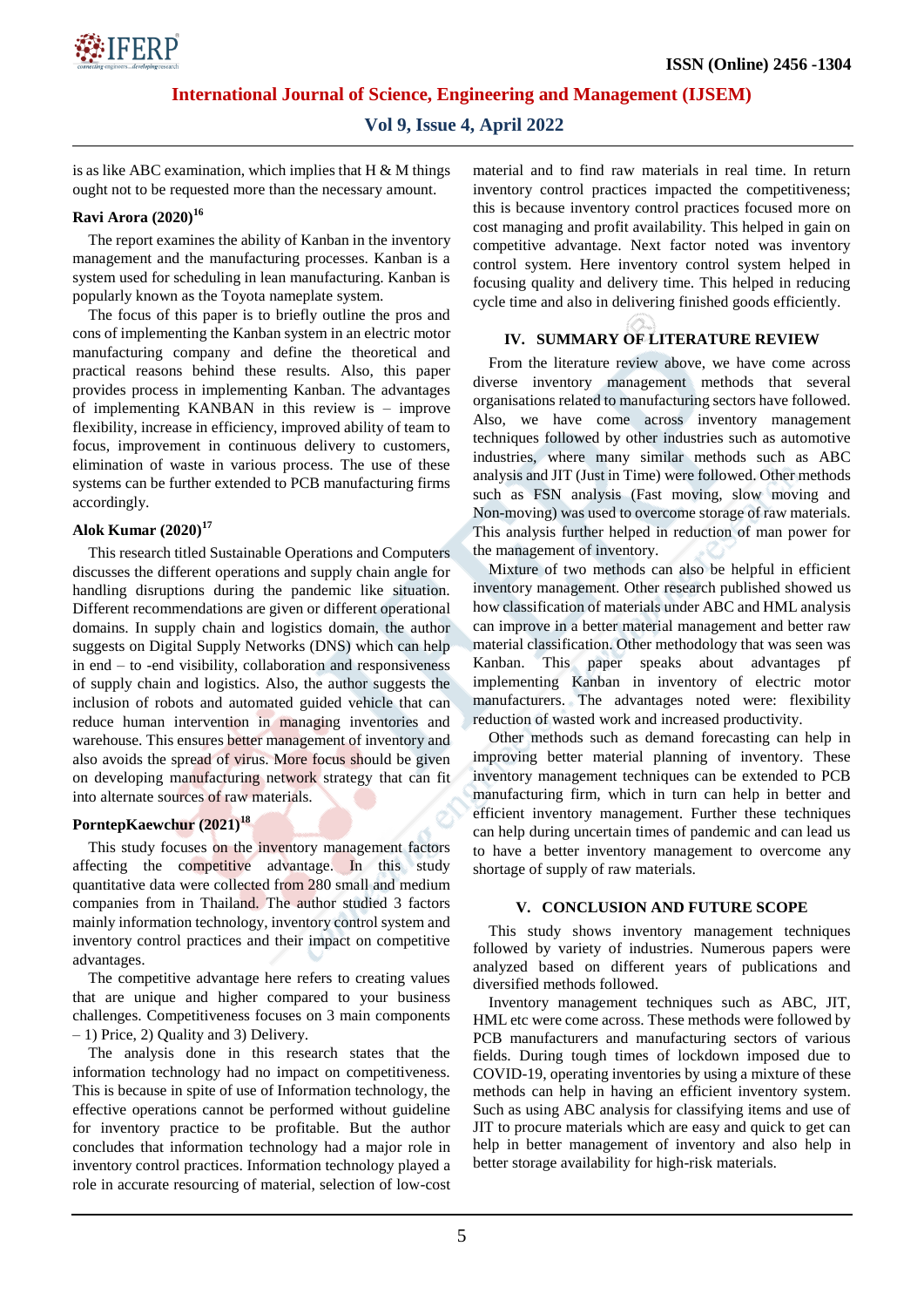is as like ABC examination, which implies that H & M things ought not to be requested more than the necessary amount.

### Ravi Arora (2020)[16]

The report examines the ability of Kanban in the inventory management and the manufacturing processes. Kanban is a system used for scheduling in lean manufacturing. Kanban is popularly known as the Toyota nameplate system.

The focus of this paper is to briefly outline the pros and cons of implementing the Kanban system in an electric motor manufacturing company and define the theoretical and practical reasons behind these results. Also, this paper provides process in implementing Kanban. The advantages of implementing KANBAN in this review is – improve flexibility, increase in efficiency, improved ability of team to focus, improvement in continuous delivery to customers, elimination of waste in various process. The use of these systems can be further extended to PCB manufacturing firms accordingly.

### Alok Kumar (2020)[17]

This research titled Sustainable Operations and Computers discusses the different operations and supply chain angle for handling disruptions during the pandemic like situation. Different recommendations are given or different operational domains. In supply chain and logistics domain, the author suggests on Digital Supply Networks (DNS) which can help in end – to -end visibility, collaboration and responsiveness of supply chain and logistics. Also, the author suggests the inclusion of robots and automated guided vehicle that can reduce human intervention in managing inventories and warehouse. This ensures better management of inventory and also avoids the spread of virus. More focus should be given on developing manufacturing network strategy that can fit into alternate sources of raw materials.

### PorntepKaewchur (2021)[18]

This study focuses on the inventory management factors affecting the competitive advantage. In this study quantitative data were collected from 280 small and medium companies from in Thailand. The author studied 3 factors mainly information technology, inventory control system and inventory control practices and their impact on competitive advantages.

The competitive advantage here refers to creating values that are unique and higher compared to your business challenges. Competitiveness focuses on 3 main components – 1) Price, 2) Quality and 3) Delivery.

The analysis done in this research states that the information technology had no impact on competitiveness. This is because in spite of use of Information technology, the effective operations cannot be performed without guideline for inventory practice to be profitable. But the author concludes that information technology had a major role in inventory control practices. Information technology played a role in accurate resourcing of material, selection of low-cost material and to find raw materials in real time. In return inventory control practices impacted the competitiveness; this is because inventory control practices focused more on cost managing and profit availability. This helped in gain on competitive advantage. Next factor noted was inventory control system. Here inventory control system helped in focusing quality and delivery time. This helped in reducing cycle time and also in delivering finished goods efficiently.

## IV. SUMMARY OF LITERATURE REVIEW

From the literature review above, we have come across diverse inventory management methods that several organisations related to manufacturing sectors have followed. Also, we have come across inventory management techniques followed by other industries such as automotive industries, where many similar methods such as ABC analysis and JIT (Just in Time) were followed. Other methods such as FSN analysis (Fast moving, slow moving and Non-moving) was used to overcome storage of raw materials. This analysis further helped in reduction of man power for the management of inventory.

Mixture of two methods can also be helpful in efficient inventory management. Other research published showed us how classification of materials under ABC and HML analysis can improve in a better material management and better raw material classification. Other methodology that was seen was Kanban. This paper speaks about advantages pf implementing Kanban in inventory of electric motor manufacturers. The advantages noted were: flexibility reduction of wasted work and increased productivity.

Other methods such as demand forecasting can help in improving better material planning of inventory. These inventory management techniques can be extended to PCB manufacturing firm, which in turn can help in better and efficient inventory management. Further these techniques can help during uncertain times of pandemic and can lead us to have a better inventory management to overcome any shortage of supply of raw materials.

## V. CONCLUSION AND FUTURE SCOPE

This study shows inventory management techniques followed by variety of industries. Numerous papers were analyzed based on different years of publications and diversified methods followed.

Inventory management techniques such as ABC, JIT, HML etc were come across. These methods were followed by PCB manufacturers and manufacturing sectors of various fields. During tough times of lockdown imposed due to COVID-19, operating inventories by using a mixture of these methods can help in having an efficient inventory system. Such as using ABC analysis for classifying items and use of JIT to procure materials which are easy and quick to get can help in better management of inventory and also help in better storage availability for high-risk materials.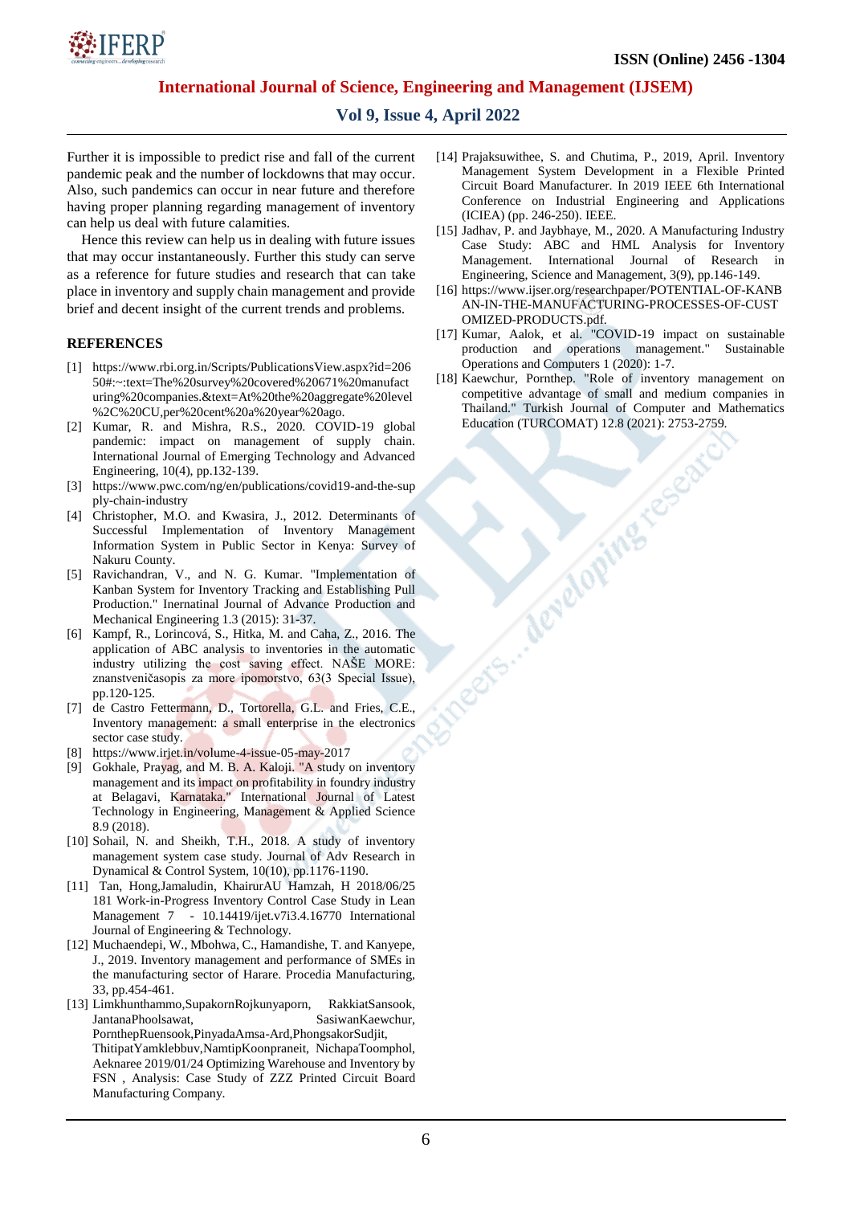Further it is impossible to predict rise and fall of the current pandemic peak and the number of lockdowns that may occur. Also, such pandemics can occur in near future and therefore having proper planning regarding management of inventory can help us deal with future calamities.

Hence this review can help us in dealing with future issues that may occur instantaneously. Further this study can serve as a reference for future studies and research that can take place in inventory and supply chain management and provide brief and decent insight of the current trends and problems.

## REFERENCES

[1] https://www.rbi.org.in/Scripts/PublicationsView.aspx?id=20650#:~:text=The%20survey%20covered%20671%20manufacturing%20companies.&text=At%20the%20aggregate%20level%2C%20CU,per%20cent%20a%20year%20ago.

[2] Kumar, R. and Mishra, R.S., 2020. COVID-19 global pandemic: impact on management of supply chain. International Journal of Emerging Technology and Advanced Engineering, 10(4), pp.132-139.

[3] https://www.pwc.com/ng/en/publications/covid19-and-the-supply-chain-industry

[4] Christopher, M.O. and Kwasira, J., 2012. Determinants of Successful Implementation of Inventory Management Information System in Public Sector in Kenya: Survey of Nakuru County.

[5] Ravichandran, V., and N. G. Kumar. "Implementation of Kanban System for Inventory Tracking and Establishing Pull Production." Inernational Journal of Advance Production and Mechanical Engineering 1.3 (2015): 31-37.

[6] Kampf, R., Lorincová, S., Hitka, M. and Caha, Z., 2016. The application of ABC analysis to inventories in the automatic industry utilizing the cost saving effect. NAŠE MORE: znanstveničasopis za more ipomorstvo, 63(3 Special Issue), pp.120-125.

[7] de Castro Fettermann, D., Tortorella, G.L. and Fries, C.E., Inventory management: a small enterprise in the electronics sector case study.

[8] https://www.irjet.in/volume-4-issue-05-may-2017

[9] Gokhale, Prayag, and M. B. A. Kaloji. "A study on inventory management and its impact on profitability in foundry industry at Belagavi, Karnataka." International Journal of Latest Technology in Engineering, Management & Applied Science 8.9 (2018).

[10] Sohail, N. and Sheikh, T.H., 2018. A study of inventory management system case study. Journal of Adv Research in Dynamical & Control System, 10(10), pp.1176-1190.

[11] Tan, Hong,Jamaludin, KhairurAU Hamzah, H 2018/06/25 181 Work-in-Progress Inventory Control Case Study in Lean Management 7 - 10.14419/ijet.v7i3.4.16770 International Journal of Engineering & Technology.

[12] Muchaendepi, W., Mbohwa, C., Hamandishe, T. and Kanyepe, J., 2019. Inventory management and performance of SMEs in the manufacturing sector of Harare. Procedia Manufacturing, 33, pp.454-461.

[13] Limkhunthammo,SupakornRojkunyaporn, RakkiatSansook, JantanaPhoolsawat, SasiwanKaewchur, PornthepRuensook,PinyadaAmsa-Ard,PhongsakorSudjit, ThitipatYamklebbuv,NamtipKoonpraneit, NichapaToomphol, Aeknaree 2019/01/24 Optimizing Warehouse and Inventory by FSN , Analysis: Case Study of ZZZ Printed Circuit Board Manufacturing Company.

[14] Prajaksuwithee, S. and Chutima, P., 2019, April. Inventory Management System Development in a Flexible Printed Circuit Board Manufacturer. In 2019 IEEE 6th International Conference on Industrial Engineering and Applications (ICIEA) (pp. 246-250). IEEE.

[15] Jadhav, P. and Jaybhaye, M., 2020. A Manufacturing Industry Case Study: ABC and HML Analysis for Inventory Management. International Journal of Research in Engineering, Science and Management, 3(9), pp.146-149.

[16] https://www.ijser.org/researchpaper/POTENTIAL-OF-KANBAN-IN-THE-MANUFACTURING-PROCESSES-OF-CUSTOMIZED-PRODUCTS.pdf.

[17] Kumar, Aalok, et al. "COVID-19 impact on sustainable production and operations management." Sustainable Operations and Computers 1 (2020): 1-7.

[18] Kaewchur, Pornthep. "Role of inventory management on competitive advantage of small and medium companies in Thailand." Turkish Journal of Computer and Mathematics Education (TURCOMAT) 12.8 (2021): 2753-2759.